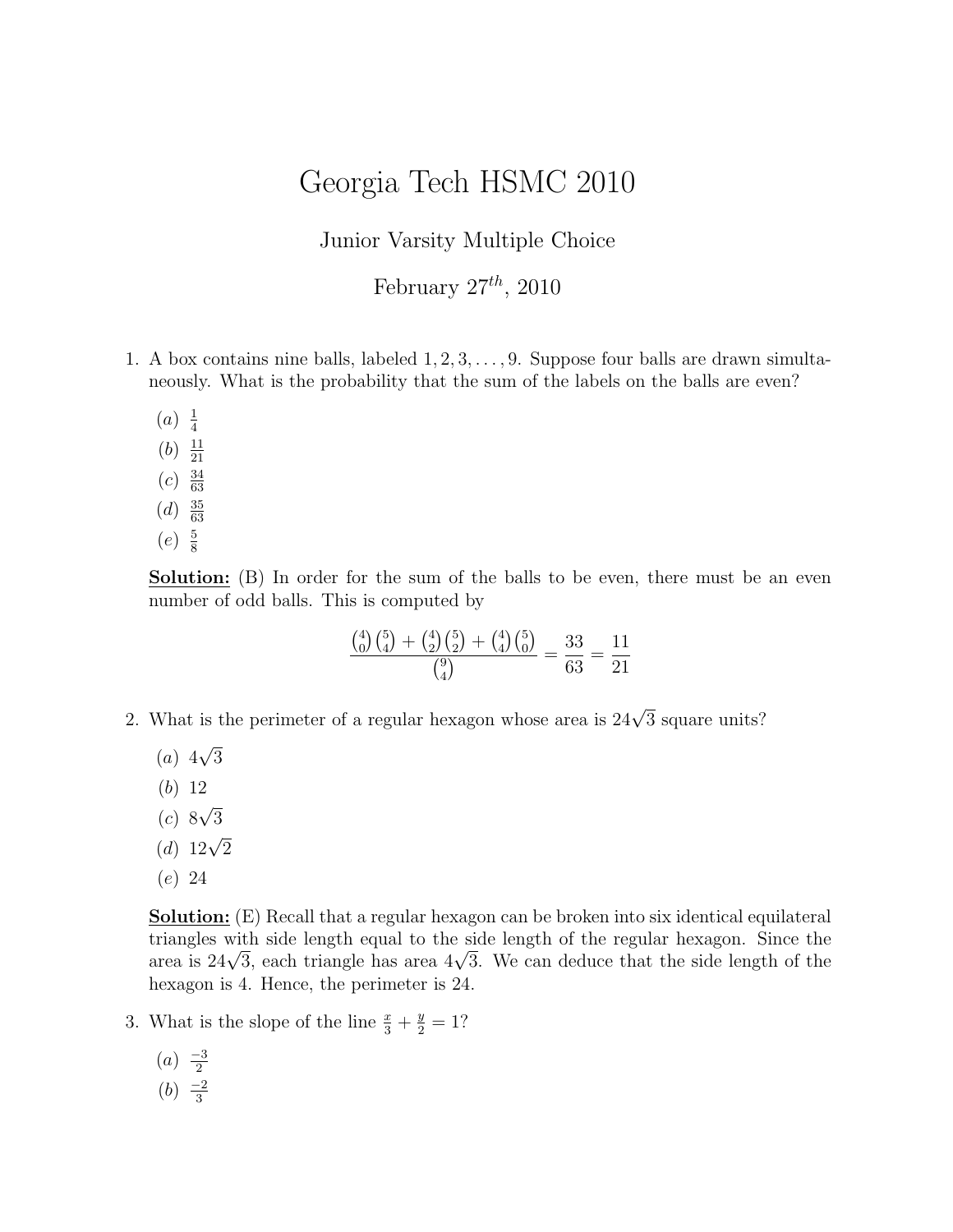# Georgia Tech HSMC 2010

Junior Varsity Multiple Choice

February $27^{th}$, 2010

1. A box contains nine balls, labeled $1, 2, 3, \ldots, 9$. Suppose four balls are drawn simultaneously. What is the probability that the sum of the labels on the balls are even?

   $(a)$ $\frac{1}{4}$

   $(b)$ $\frac{11}{21}$

   $(c)$ $\frac{34}{63}$

   $(d)$ $\frac{35}{63}$

   $(e)$ $\frac{5}{8}$

   **<u>Solution:</u>** (B) In order for the sum of the balls to be even, there must be an even number of odd balls. This is computed by

   $$\frac{\binom{4}{0}\binom{5}{4} + \binom{4}{2}\binom{5}{2} + \binom{4}{4}\binom{5}{0}}{\binom{9}{4}} = \frac{33}{63} = \frac{11}{21}$$

2. What is the perimeter of a regular hexagon whose area is $24\sqrt{3}$ square units?

   $(a)$ $4\sqrt{3}$

   $(b)$ $12$

   $(c)$ $8\sqrt{3}$

   $(d)$ $12\sqrt{2}$

   $(e)$ $24$

   **<u>Solution:</u>** (E) Recall that a regular hexagon can be broken into six identical equilateral triangles with side length equal to the side length of the regular hexagon. Since the area is $24\sqrt{3}$, each triangle has area $4\sqrt{3}$. We can deduce that the side length of the hexagon is 4. Hence, the perimeter is 24.

3. What is the slope of the line $\frac{x}{3} + \frac{y}{2} = 1$?

   $(a)$ $\frac{-3}{2}$

   $(b)$ $\frac{-2}{3}$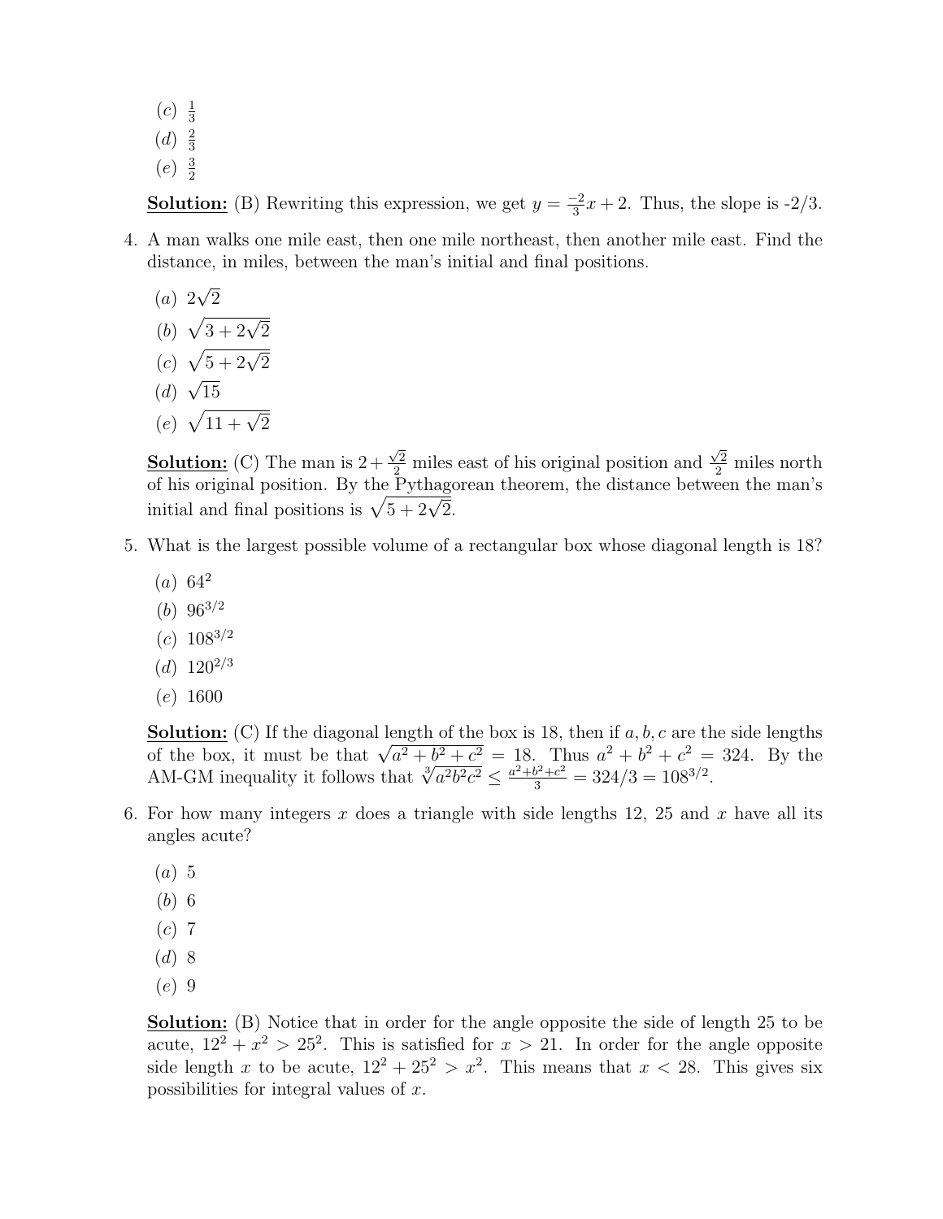(c) $\frac{1}{3}$

(d) $\frac{2}{3}$

(e) $\frac{3}{2}$

**Solution:** (B) Rewriting this expression, we get $y = \frac{-2}{3}x + 2$. Thus, the slope is -2/3.

4. A man walks one mile east, then one mile northeast, then another mile east. Find the distance, in miles, between the man's initial and final positions.

   (a) $2\sqrt{2}$

   (b) $\sqrt{3 + 2\sqrt{2}}$

   (c) $\sqrt{5 + 2\sqrt{2}}$

   (d) $\sqrt{15}$

   (e) $\sqrt{11 + \sqrt{2}}$

   **Solution:** (C) The man is $2 + \frac{\sqrt{2}}{2}$ miles east of his original position and $\frac{\sqrt{2}}{2}$ miles north of his original position. By the Pythagorean theorem, the distance between the man's initial and final positions is $\sqrt{5 + 2\sqrt{2}}$.

5. What is the largest possible volume of a rectangular box whose diagonal length is 18?

   (a) $64^2$

   (b) $96^{3/2}$

   (c) $108^{3/2}$

   (d) $120^{2/3}$

   (e) 1600

   **Solution:** (C) If the diagonal length of the box is 18, then if $a, b, c$ are the side lengths of the box, it must be that $\sqrt{a^2 + b^2 + c^2} = 18$. Thus $a^2 + b^2 + c^2 = 324$. By the AM-GM inequality it follows that $\sqrt[3]{a^2b^2c^2} \leq \frac{a^2+b^2+c^2}{3} = 324/3 = 108^{3/2}$.

6. For how many integers $x$ does a triangle with side lengths 12, 25 and $x$ have all its angles acute?

   (a) 5

   (b) 6

   (c) 7

   (d) 8

   (e) 9

   **Solution:** (B) Notice that in order for the angle opposite the side of length 25 to be acute, $12^2 + x^2 > 25^2$. This is satisfied for $x > 21$. In order for the angle opposite side length $x$ to be acute, $12^2 + 25^2 > x^2$. This means that $x < 28$. This gives six possibilities for integral values of $x$.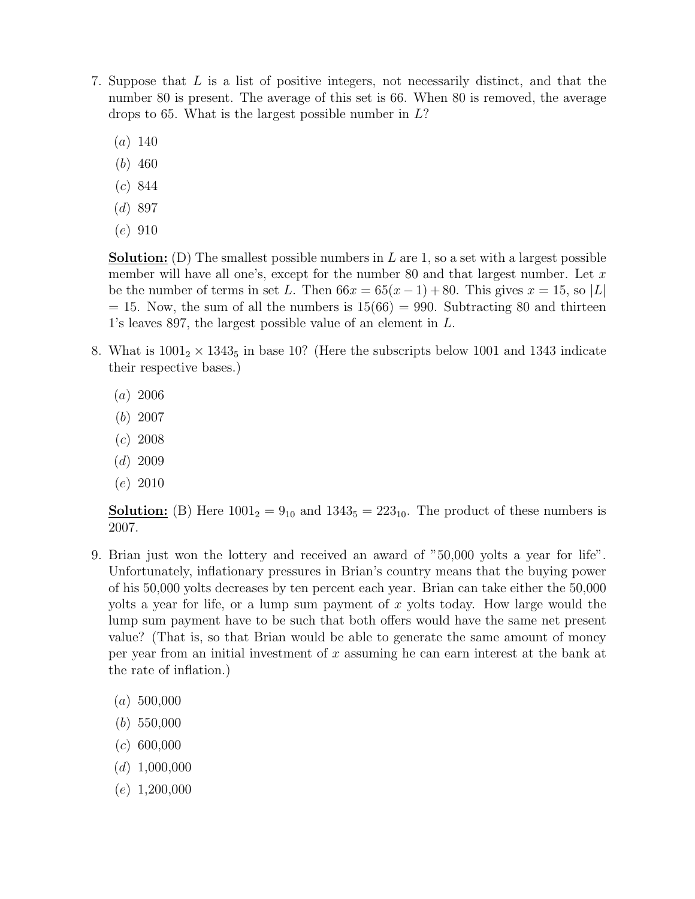7. Suppose that $L$ is a list of positive integers, not necessarily distinct, and that the number 80 is present. The average of this set is 66. When 80 is removed, the average drops to 65. What is the largest possible number in $L$?

   (a) 140
   (b) 460
   (c) 844
   (d) 897
   (e) 910

   **Solution:** (D) The smallest possible numbers in $L$ are 1, so a set with a largest possible member will have all one's, except for the number 80 and that largest number. Let $x$ be the number of terms in set $L$. Then $66x = 65(x-1)+80$. This gives $x = 15$, so $|L| = 15$. Now, the sum of all the numbers is $15(66) = 990$. Subtracting 80 and thirteen 1's leaves 897, the largest possible value of an element in $L$.

8. What is $1001_2 \times 1343_5$ in base 10? (Here the subscripts below 1001 and 1343 indicate their respective bases.)

   (a) 2006
   (b) 2007
   (c) 2008
   (d) 2009
   (e) 2010

   **Solution:** (B) Here $1001_2 = 9_{10}$ and $1343_5 = 223_{10}$. The product of these numbers is 2007.

9. Brian just won the lottery and received an award of "50,000 yolts a year for life". Unfortunately, inflationary pressures in Brian's country means that the buying power of his 50,000 yolts decreases by ten percent each year. Brian can take either the 50,000 yolts a year for life, or a lump sum payment of $x$ yolts today. How large would the lump sum payment have to be such that both offers would have the same net present value? (That is, so that Brian would be able to generate the same amount of money per year from an initial investment of $x$ assuming he can earn interest at the bank at the rate of inflation.)

   (a) 500,000
   (b) 550,000
   (c) 600,000
   (d) 1,000,000
   (e) 1,200,000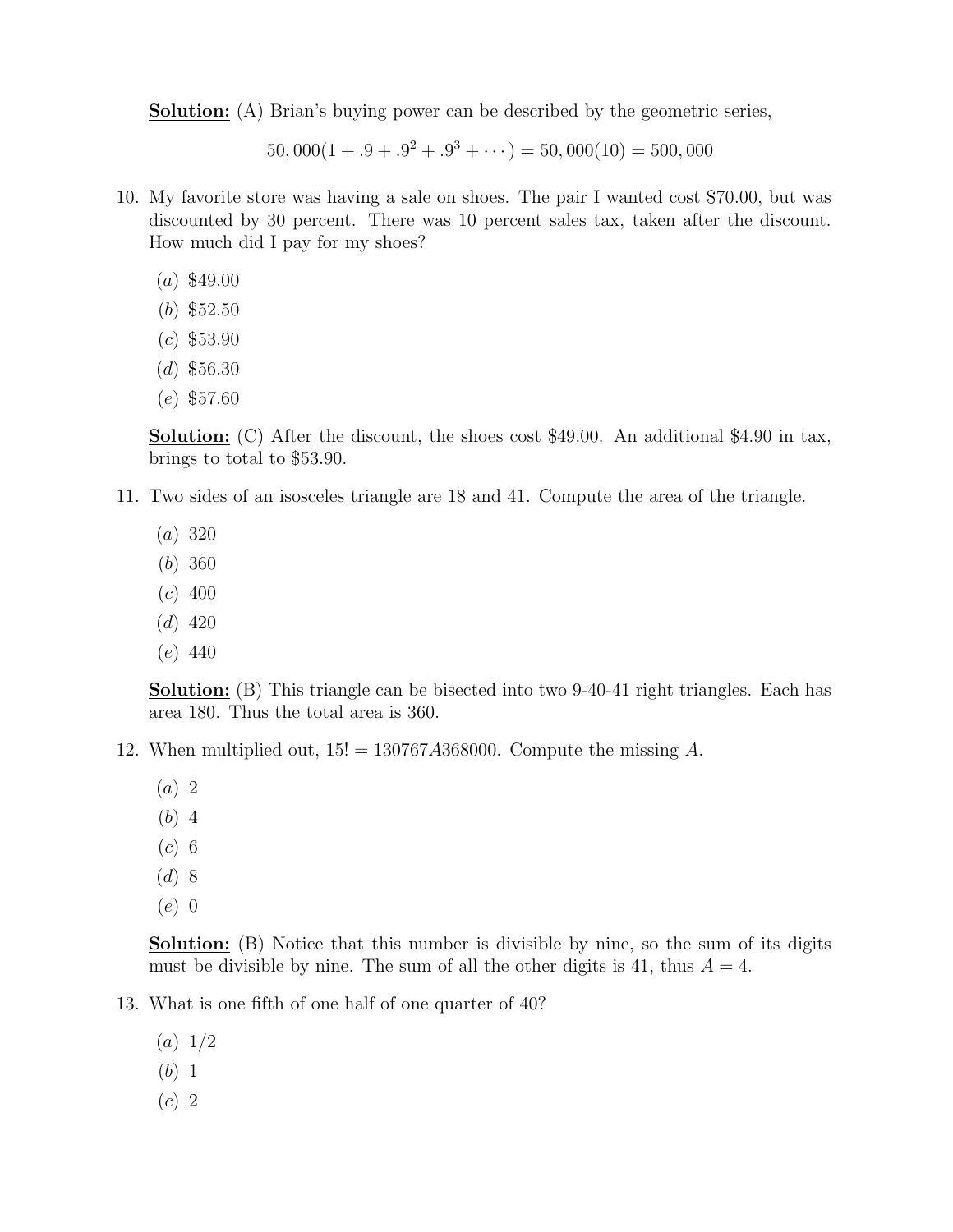**Solution:** (A) Brian's buying power can be described by the geometric series,

$$50,000(1 + .9 + .9^2 + .9^3 + \cdots) = 50,000(10) = 500,000$$

10. My favorite store was having a sale on shoes. The pair I wanted cost \$70.00, but was discounted by 30 percent. There was 10 percent sales tax, taken after the discount. How much did I pay for my shoes?

    (*a*) \$49.00
    (*b*) \$52.50
    (*c*) \$53.90
    (*d*) \$56.30
    (*e*) \$57.60

    **Solution:** (C) After the discount, the shoes cost \$49.00. An additional \$4.90 in tax, brings to total to \$53.90.

11. Two sides of an isosceles triangle are 18 and 41. Compute the area of the triangle.

    (*a*) 320
    (*b*) 360
    (*c*) 400
    (*d*) 420
    (*e*) 440

    **Solution:** (B) This triangle can be bisected into two 9-40-41 right triangles. Each has area 180. Thus the total area is 360.

12. When multiplied out, $15! = 130767A368000$. Compute the missing $A$.

    (*a*) 2
    (*b*) 4
    (*c*) 6
    (*d*) 8
    (*e*) 0

    **Solution:** (B) Notice that this number is divisible by nine, so the sum of its digits must be divisible by nine. The sum of all the other digits is 41, thus $A = 4$.

13. What is one fifth of one half of one quarter of 40?

    (*a*) 1/2
    (*b*) 1
    (*c*) 2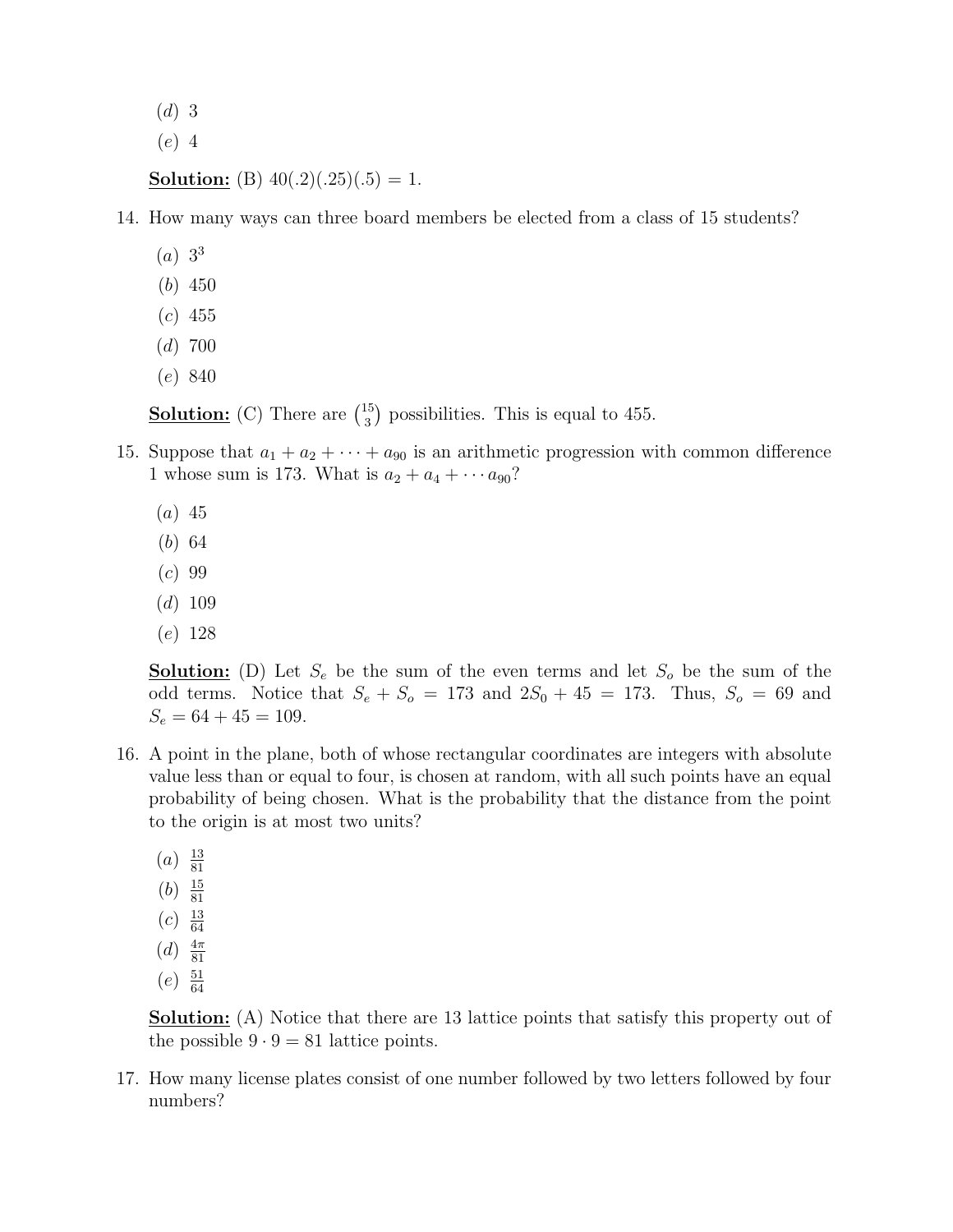(*d*) 3

(*e*) 4

**Solution:** (B) $40(.2)(.25)(.5) = 1$.

14. How many ways can three board members be elected from a class of 15 students?

(*a*) $3^3$

(*b*) 450

(*c*) 455

(*d*) 700

(*e*) 840

**Solution:** (C) There are $\binom{15}{3}$ possibilities. This is equal to 455.

15. Suppose that $a_1 + a_2 + \cdots + a_{90}$ is an arithmetic progression with common difference 1 whose sum is 173. What is $a_2 + a_4 + \cdots a_{90}$?

(*a*) 45

(*b*) 64

(*c*) 99

(*d*) 109

(*e*) 128

**Solution:** (D) Let $S_e$ be the sum of the even terms and let $S_o$ be the sum of the odd terms. Notice that $S_e + S_o = 173$ and $2S_0 + 45 = 173$. Thus, $S_o = 69$ and $S_e = 64 + 45 = 109$.

16. A point in the plane, both of whose rectangular coordinates are integers with absolute value less than or equal to four, is chosen at random, with all such points have an equal probability of being chosen. What is the probability that the distance from the point to the origin is at most two units?

(*a*) $\frac{13}{81}$

(*b*) $\frac{15}{81}$

(*c*) $\frac{13}{64}$

(*d*) $\frac{4\pi}{81}$

(*e*) $\frac{51}{64}$

**Solution:** (A) Notice that there are 13 lattice points that satisfy this property out of the possible $9 \cdot 9 = 81$ lattice points.

17. How many license plates consist of one number followed by two letters followed by four numbers?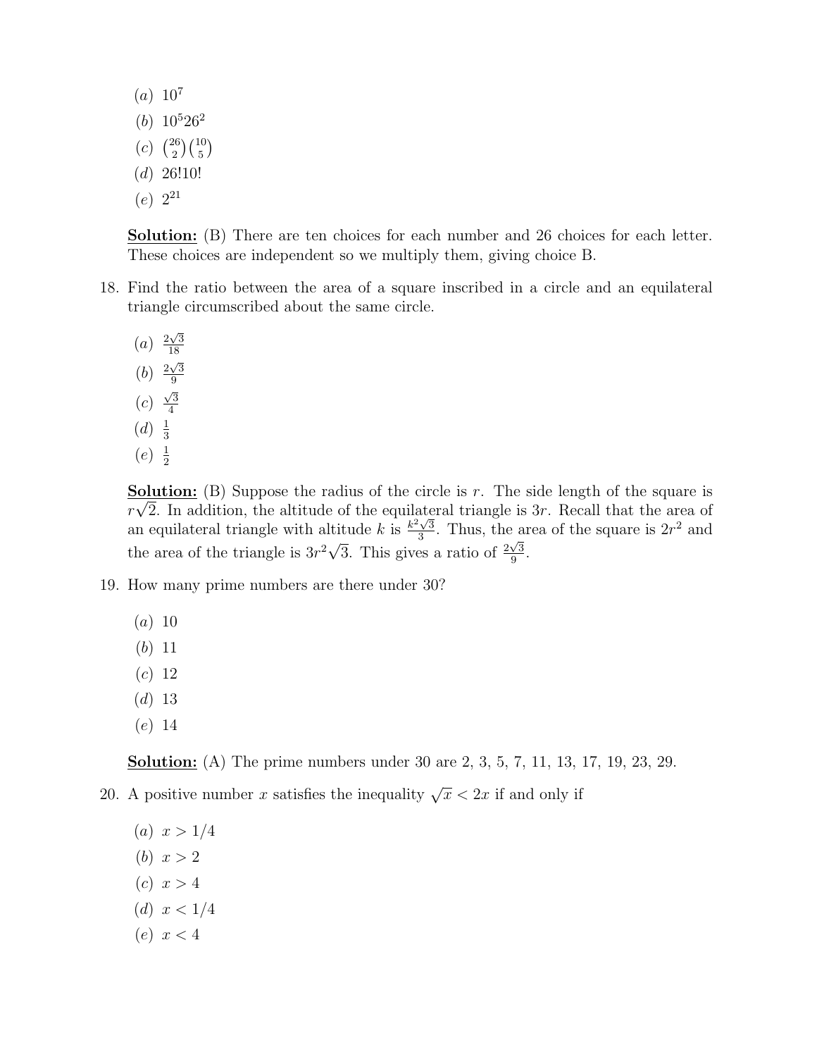(*a*) $10^7$

(*b*) $10^5 26^2$

(*c*) $\binom{26}{2}\binom{10}{5}$

(*d*) $26!10!$

(*e*) $2^{21}$

**Solution:** (B) There are ten choices for each number and 26 choices for each letter. These choices are independent so we multiply them, giving choice B.

18. Find the ratio between the area of a square inscribed in a circle and an equilateral triangle circumscribed about the same circle.

    (*a*) $\frac{2\sqrt{3}}{18}$

    (*b*) $\frac{2\sqrt{3}}{9}$

    (*c*) $\frac{\sqrt{3}}{4}$

    (*d*) $\frac{1}{3}$

    (*e*) $\frac{1}{2}$

    **Solution:** (B) Suppose the radius of the circle is $r$. The side length of the square is $r\sqrt{2}$. In addition, the altitude of the equilateral triangle is $3r$. Recall that the area of an equilateral triangle with altitude $k$ is $\frac{k^2\sqrt{3}}{3}$. Thus, the area of the square is $2r^2$ and the area of the triangle is $3r^2\sqrt{3}$. This gives a ratio of $\frac{2\sqrt{3}}{9}$.

19. How many prime numbers are there under 30?

    (*a*) 10

    (*b*) 11

    (*c*) 12

    (*d*) 13

    (*e*) 14

    **Solution:** (A) The prime numbers under 30 are 2, 3, 5, 7, 11, 13, 17, 19, 23, 29.

20. A positive number $x$ satisfies the inequality $\sqrt{x} < 2x$ if and only if

    (*a*) $x > 1/4$

    (*b*) $x > 2$

    (*c*) $x > 4$

    (*d*) $x < 1/4$

    (*e*) $x < 4$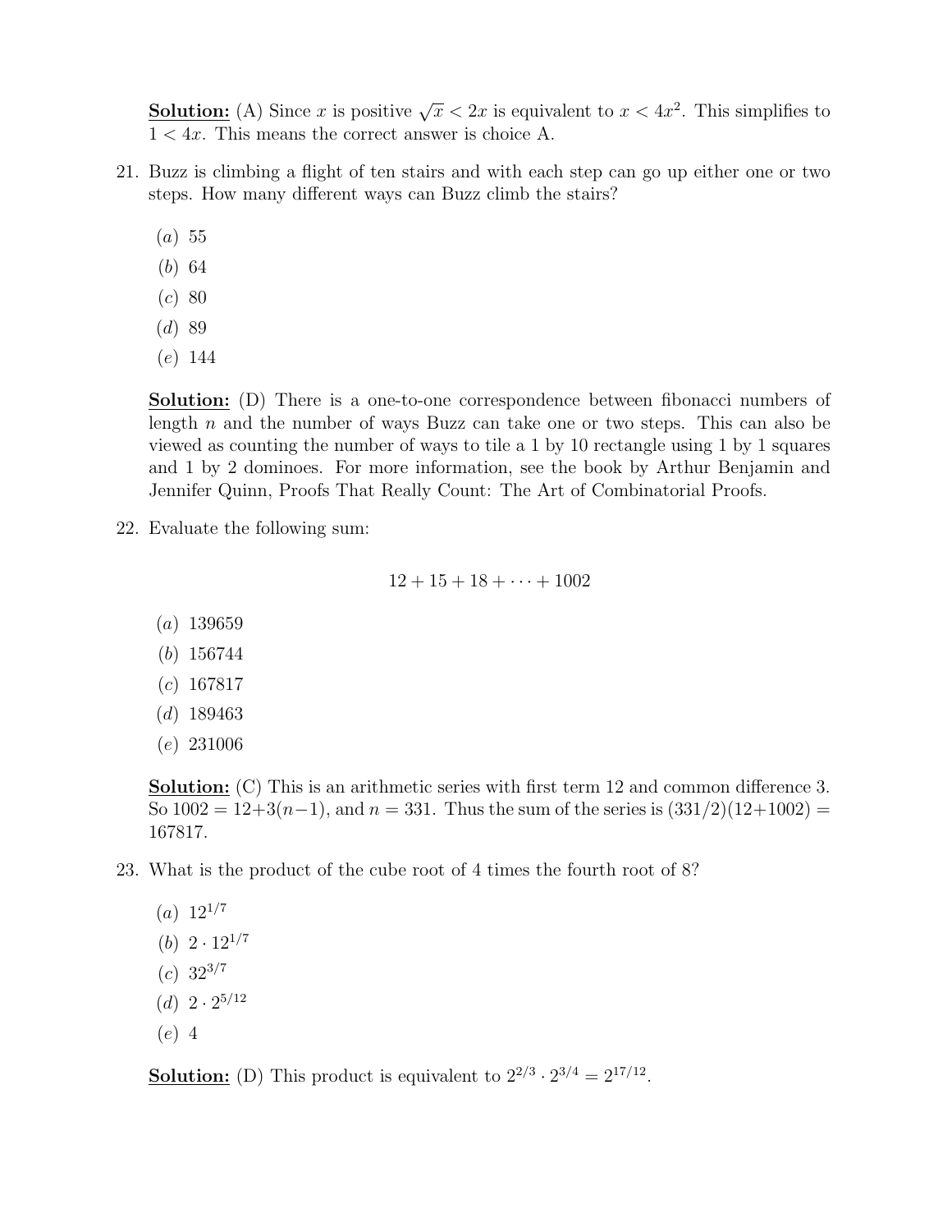**Solution:** (A) Since $x$ is positive $\sqrt{x} < 2x$ is equivalent to $x < 4x^2$. This simplifies to $1 < 4x$. This means the correct answer is choice A.

21. Buzz is climbing a flight of ten stairs and with each step can go up either one or two steps. How many different ways can Buzz climb the stairs?

    (*a*) 55
    (*b*) 64
    (*c*) 80
    (*d*) 89
    (*e*) 144

    **Solution:** (D) There is a one-to-one correspondence between fibonacci numbers of length $n$ and the number of ways Buzz can take one or two steps. This can also be viewed as counting the number of ways to tile a 1 by 10 rectangle using 1 by 1 squares and 1 by 2 dominoes. For more information, see the book by Arthur Benjamin and Jennifer Quinn, Proofs That Really Count: The Art of Combinatorial Proofs.

22. Evaluate the following sum:

$$12 + 15 + 18 + \cdots + 1002$$

    (*a*) 139659
    (*b*) 156744
    (*c*) 167817
    (*d*) 189463
    (*e*) 231006

    **Solution:** (C) This is an arithmetic series with first term 12 and common difference 3. So $1002 = 12 + 3(n-1)$, and $n = 331$. Thus the sum of the series is $(331/2)(12+1002) = 167817$.

23. What is the product of the cube root of 4 times the fourth root of 8?

    (*a*) $12^{1/7}$
    (*b*) $2 \cdot 12^{1/7}$
    (*c*) $32^{3/7}$
    (*d*) $2 \cdot 2^{5/12}$
    (*e*) 4

    **Solution:** (D) This product is equivalent to $2^{2/3} \cdot 2^{3/4} = 2^{17/12}$.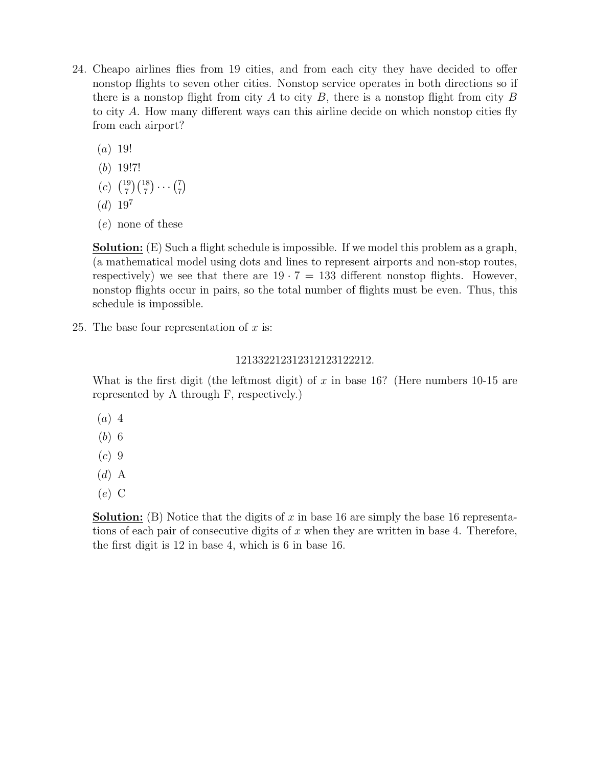24. Cheapo airlines flies from 19 cities, and from each city they have decided to offer nonstop flights to seven other cities. Nonstop service operates in both directions so if there is a nonstop flight from city $A$ to city $B$, there is a nonstop flight from city $B$ to city $A$. How many different ways can this airline decide on which nonstop cities fly from each airport?

    (a) $19!$

    (b) $19!7!$

    (c) $\binom{19}{7}\binom{18}{7}\cdots\binom{7}{7}$

    (d) $19^7$

    (e) none of these

    **Solution:** (E) Such a flight schedule is impossible. If we model this problem as a graph, (a mathematical model using dots and lines to represent airports and non-stop routes, respectively) we see that there are $19 \cdot 7 = 133$ different nonstop flights. However, nonstop flights occur in pairs, so the total number of flights must be even. Thus, this schedule is impossible.

25. The base four representation of $x$ is:

    $$1213322123123121231222 12.$$

    What is the first digit (the leftmost digit) of $x$ in base 16? (Here numbers 10-15 are represented by A through F, respectively.)

    (a) 4

    (b) 6

    (c) 9

    (d) A

    (e) C

    **Solution:** (B) Notice that the digits of $x$ in base 16 are simply the base 16 representations of each pair of consecutive digits of $x$ when they are written in base 4. Therefore, the first digit is 12 in base 4, which is 6 in base 16.